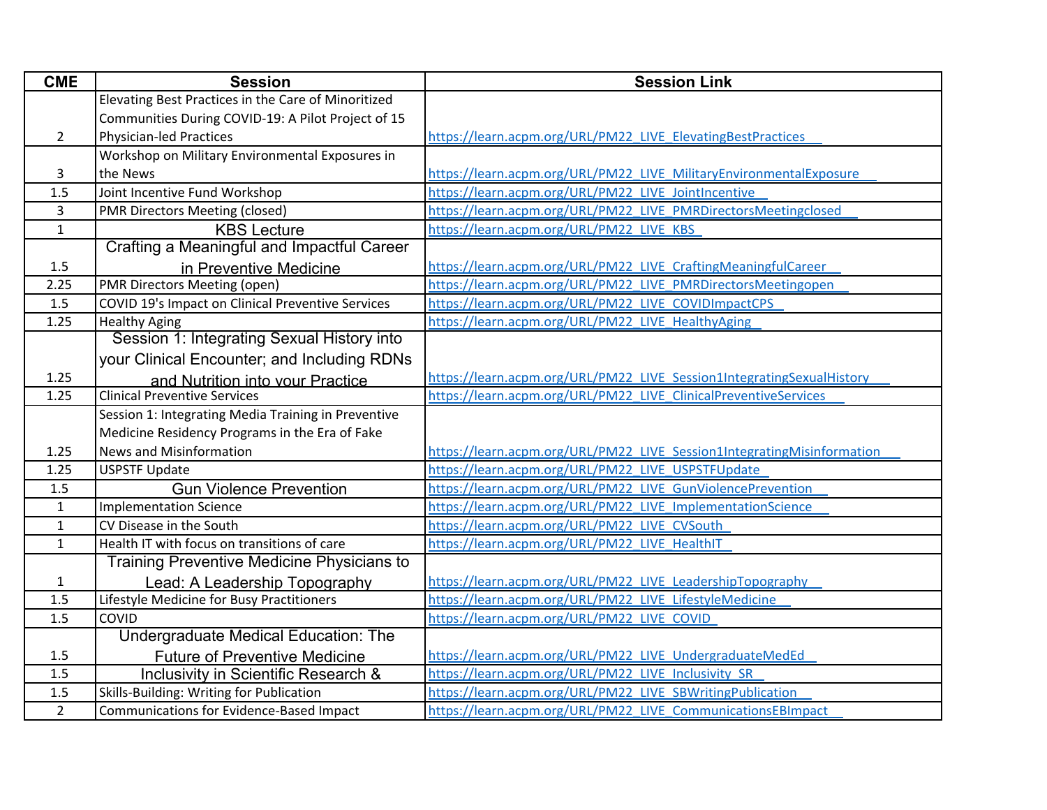| CME | Session | Session Link |
| --- | --- | --- |
| 2 | Elevating Best Practices in the Care of Minoritized Communities During COVID-19: A Pilot Project of 15 Physician-led Practices | https://learn.acpm.org/URL/PM22_LIVE_ElevatingBestPractices |
| 3 | Workshop on Military Environmental Exposures in the News | https://learn.acpm.org/URL/PM22_LIVE_MilitaryEnvironmentalExposure |
| 1.5 | Joint Incentive Fund Workshop | https://learn.acpm.org/URL/PM22_LIVE_JointIncentive |
| 3 | PMR Directors Meeting (closed) | https://learn.acpm.org/URL/PM22_LIVE_PMRDirectorsMeetingclosed |
| 1 | KBS Lecture | https://learn.acpm.org/URL/PM22_LIVE_KBS |
| 1.5 | Crafting a Meaningful and Impactful Career in Preventive Medicine | https://learn.acpm.org/URL/PM22_LIVE_CraftingMeaningfulCareer |
| 2.25 | PMR Directors Meeting (open) | https://learn.acpm.org/URL/PM22_LIVE_PMRDirectorsMeetingopen |
| 1.5 | COVID 19's Impact on Clinical Preventive Services | https://learn.acpm.org/URL/PM22_LIVE_COVIDImpactCPS |
| 1.25 | Healthy Aging | https://learn.acpm.org/URL/PM22_LIVE_HealthyAging |
| 1.25 | Session 1: Integrating Sexual History into your Clinical Encounter; and Including RDNs and Nutrition into your Practice | https://learn.acpm.org/URL/PM22_LIVE_Session1IntegratingSexualHistory |
| 1.25 | Clinical Preventive Services | https://learn.acpm.org/URL/PM22_LIVE_ClinicalPreventiveServices |
| 1.25 | Session 1: Integrating Media Training in Preventive Medicine Residency Programs in the Era of Fake News and Misinformation | https://learn.acpm.org/URL/PM22_LIVE_Session1IntegratingMisinformation |
| 1.25 | USPSTF Update | https://learn.acpm.org/URL/PM22_LIVE_USPSTFUpdate |
| 1.5 | Gun Violence Prevention | https://learn.acpm.org/URL/PM22_LIVE_GunViolencePrevention |
| 1 | Implementation Science | https://learn.acpm.org/URL/PM22_LIVE_ImplementationScience |
| 1 | CV Disease in the South | https://learn.acpm.org/URL/PM22_LIVE_CVSouth |
| 1 | Health IT with focus on transitions of care | https://learn.acpm.org/URL/PM22_LIVE_HealthIT |
| 1 | Training Preventive Medicine Physicians to Lead: A Leadership Topography | https://learn.acpm.org/URL/PM22_LIVE_LeadershipTopography |
| 1.5 | Lifestyle Medicine for Busy Practitioners | https://learn.acpm.org/URL/PM22_LIVE_LifestyleMedicine |
| 1.5 | COVID | https://learn.acpm.org/URL/PM22_LIVE_COVID |
| 1.5 | Undergraduate Medical Education: The Future of Preventive Medicine | https://learn.acpm.org/URL/PM22_LIVE_UndergraduateMedEd |
| 1.5 | Inclusivity in Scientific Research & | https://learn.acpm.org/URL/PM22_LIVE_Inclusivity_SR |
| 1.5 | Skills-Building: Writing for Publication | https://learn.acpm.org/URL/PM22_LIVE_SBWritingPublication |
| 2 | Communications for Evidence-Based Impact | https://learn.acpm.org/URL/PM22_LIVE_CommunicationsEBImpact |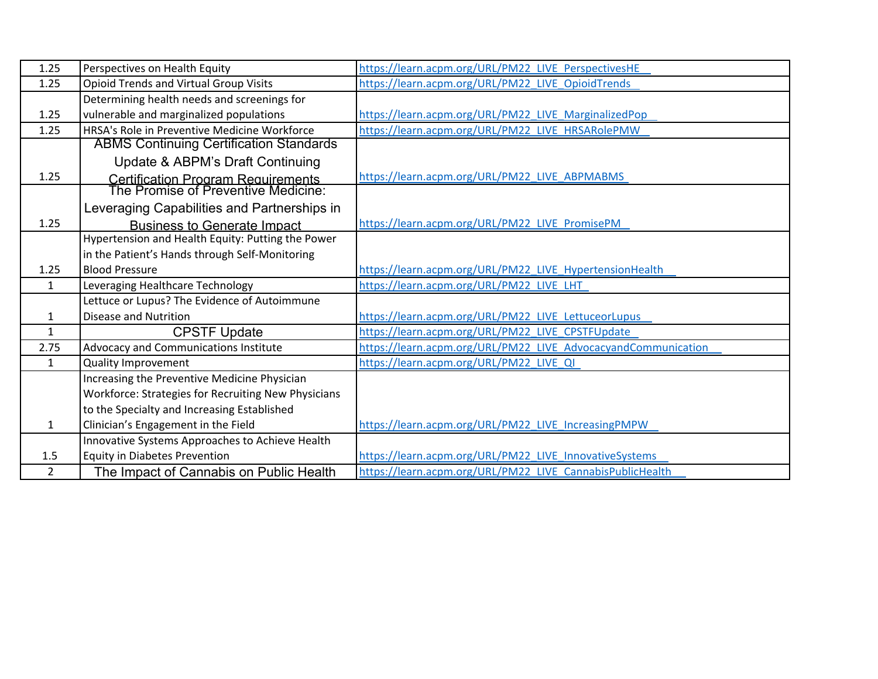| | | |
|---|---|---|
| 1.25 | Perspectives on Health Equity | https://learn.acpm.org/URL/PM22_LIVE_PerspectivesHE |
| 1.25 | Opioid Trends and Virtual Group Visits | https://learn.acpm.org/URL/PM22_LIVE_OpioidTrends |
| 1.25 | Determining health needs and screenings for vulnerable and marginalized populations | https://learn.acpm.org/URL/PM22_LIVE_MarginalizedPop |
| 1.25 | HRSA's Role in Preventive Medicine Workforce | https://learn.acpm.org/URL/PM22_LIVE_HRSARolePMW |
| 1.25 | ABMS Continuing Certification Standards Update & ABPM's Draft Continuing Certification Program Requirements | https://learn.acpm.org/URL/PM22_LIVE_ABPMABMS |
| 1.25 | The Promise of Preventive Medicine: Leveraging Capabilities and Partnerships in Business to Generate Impact | https://learn.acpm.org/URL/PM22_LIVE_PromisePM |
| 1.25 | Hypertension and Health Equity: Putting the Power in the Patient's Hands through Self-Monitoring Blood Pressure | https://learn.acpm.org/URL/PM22_LIVE_HypertensionHealth |
| 1 | Leveraging Healthcare Technology | https://learn.acpm.org/URL/PM22_LIVE_LHT |
| 1 | Lettuce or Lupus? The Evidence of Autoimmune Disease and Nutrition | https://learn.acpm.org/URL/PM22_LIVE_LettuceorLupus |
| 1 | CPSTF Update | https://learn.acpm.org/URL/PM22_LIVE_CPSTFUpdate |
| 2.75 | Advocacy and Communications Institute | https://learn.acpm.org/URL/PM22_LIVE_AdvocacyandCommunication |
| 1 | Quality Improvement | https://learn.acpm.org/URL/PM22_LIVE_QI |
| 1 | Increasing the Preventive Medicine Physician Workforce: Strategies for Recruiting New Physicians to the Specialty and Increasing Established Clinician's Engagement in the Field | https://learn.acpm.org/URL/PM22_LIVE_IncreasingPMPW |
| 1.5 | Innovative Systems Approaches to Achieve Health Equity in Diabetes Prevention | https://learn.acpm.org/URL/PM22_LIVE_InnovativeSystems |
| 2 | The Impact of Cannabis on Public Health | https://learn.acpm.org/URL/PM22_LIVE_CannabisPublicHealth |